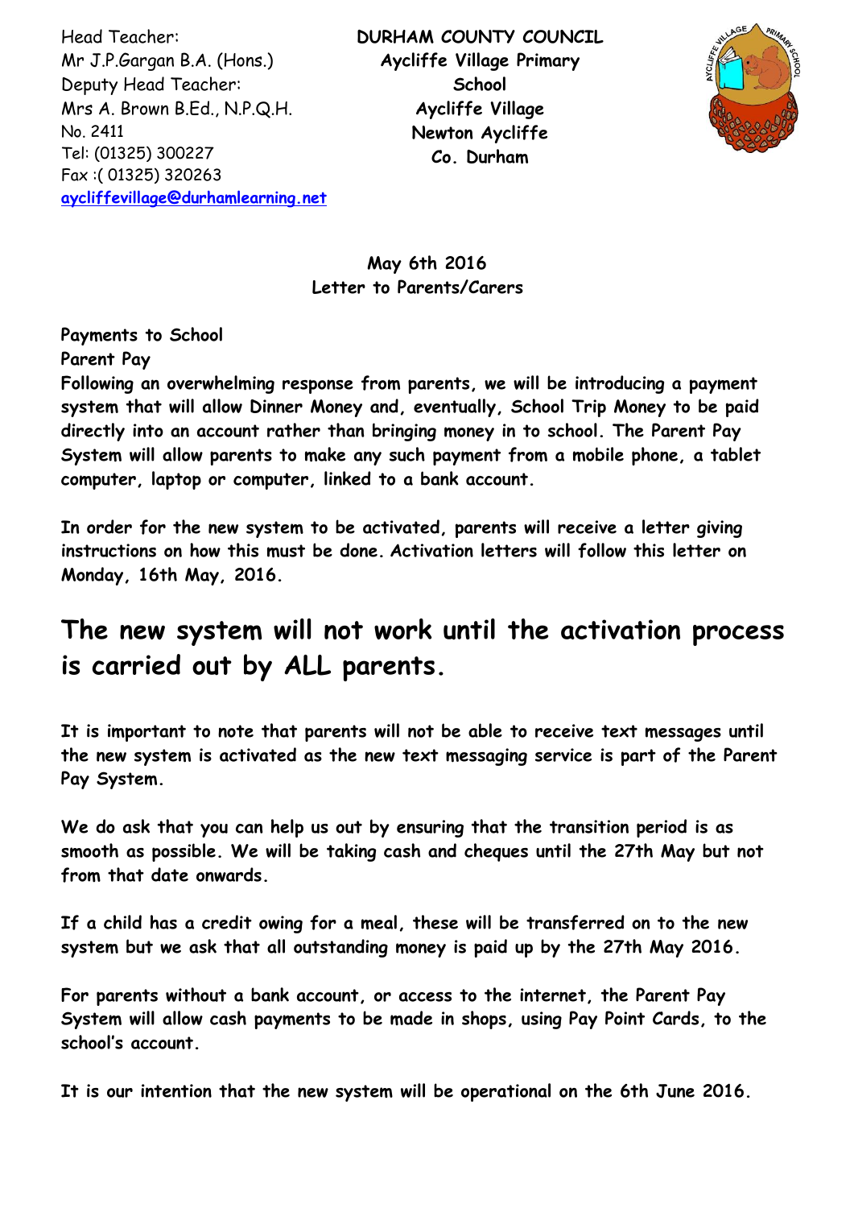Head Teacher:
Mr J.P.Gargan B.A. (Hons.)
Deputy Head Teacher:
Mrs A. Brown B.Ed., N.P.Q.H.
No. 2411
Tel: (01325) 300227
Fax :( 01325) 320263
aycliffevillage@durhamlearning.net

**DURHAM COUNTY COUNCIL**
**Aycliffe Village Primary School**
**Aycliffe Village**
**Newton Aycliffe**
**Co. Durham**

**May 6th 2016**
**Letter to Parents/Carers**

**Payments to School**
**Parent Pay**
**Following an overwhelming response from parents, we will be introducing a payment system that will allow Dinner Money and, eventually, School Trip Money to be paid directly into an account rather than bringing money in to school. The Parent Pay System will allow parents to make any such payment from a mobile phone, a tablet computer, laptop or computer, linked to a bank account.**

**In order for the new system to be activated, parents will receive a letter giving instructions on how this must be done. Activation letters will follow this letter on Monday, 16th May, 2016.**

## The new system will not work until the activation process is carried out by ALL parents.

**It is important to note that parents will not be able to receive text messages until the new system is activated as the new text messaging service is part of the Parent Pay System.**

**We do ask that you can help us out by ensuring that the transition period is as smooth as possible. We will be taking cash and cheques until the 27th May but not from that date onwards.**

**If a child has a credit owing for a meal, these will be transferred on to the new system but we ask that all outstanding money is paid up by the 27th May 2016.**

**For parents without a bank account, or access to the internet, the Parent Pay System will allow cash payments to be made in shops, using Pay Point Cards, to the school's account.**

**It is our intention that the new system will be operational on the 6th June 2016.**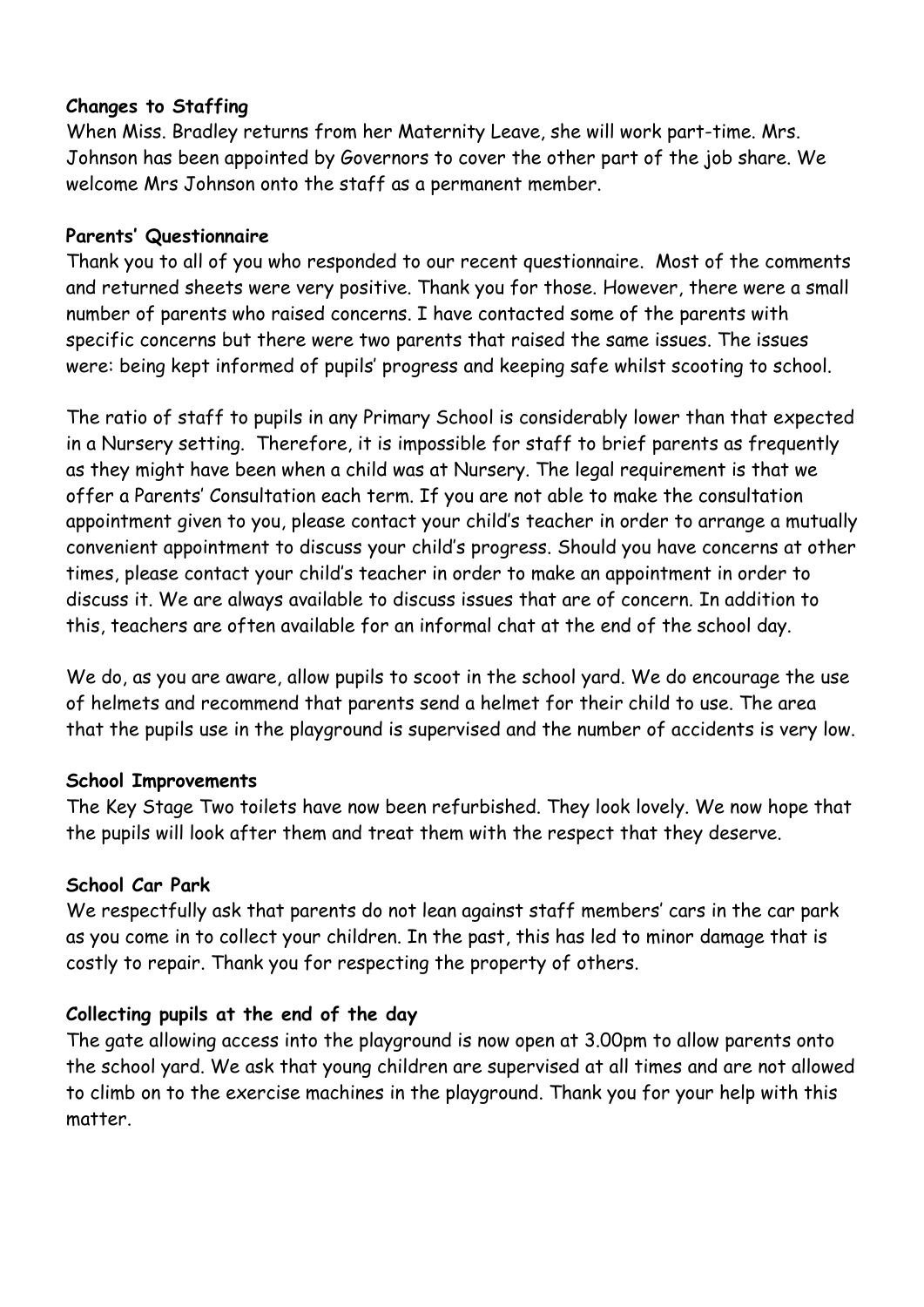**Changes to Staffing**

When Miss. Bradley returns from her Maternity Leave, she will work part-time. Mrs. Johnson has been appointed by Governors to cover the other part of the job share. We welcome Mrs Johnson onto the staff as a permanent member.

**Parents' Questionnaire**

Thank you to all of you who responded to our recent questionnaire. Most of the comments and returned sheets were very positive. Thank you for those. However, there were a small number of parents who raised concerns. I have contacted some of the parents with specific concerns but there were two parents that raised the same issues. The issues were: being kept informed of pupils' progress and keeping safe whilst scooting to school.

The ratio of staff to pupils in any Primary School is considerably lower than that expected in a Nursery setting. Therefore, it is impossible for staff to brief parents as frequently as they might have been when a child was at Nursery. The legal requirement is that we offer a Parents' Consultation each term. If you are not able to make the consultation appointment given to you, please contact your child's teacher in order to arrange a mutually convenient appointment to discuss your child's progress. Should you have concerns at other times, please contact your child's teacher in order to make an appointment in order to discuss it. We are always available to discuss issues that are of concern. In addition to this, teachers are often available for an informal chat at the end of the school day.

We do, as you are aware, allow pupils to scoot in the school yard. We do encourage the use of helmets and recommend that parents send a helmet for their child to use. The area that the pupils use in the playground is supervised and the number of accidents is very low.

**School Improvements**

The Key Stage Two toilets have now been refurbished. They look lovely. We now hope that the pupils will look after them and treat them with the respect that they deserve.

**School Car Park**

We respectfully ask that parents do not lean against staff members' cars in the car park as you come in to collect your children. In the past, this has led to minor damage that is costly to repair. Thank you for respecting the property of others.

**Collecting pupils at the end of the day**

The gate allowing access into the playground is now open at 3.00pm to allow parents onto the school yard. We ask that young children are supervised at all times and are not allowed to climb on to the exercise machines in the playground. Thank you for your help with this matter.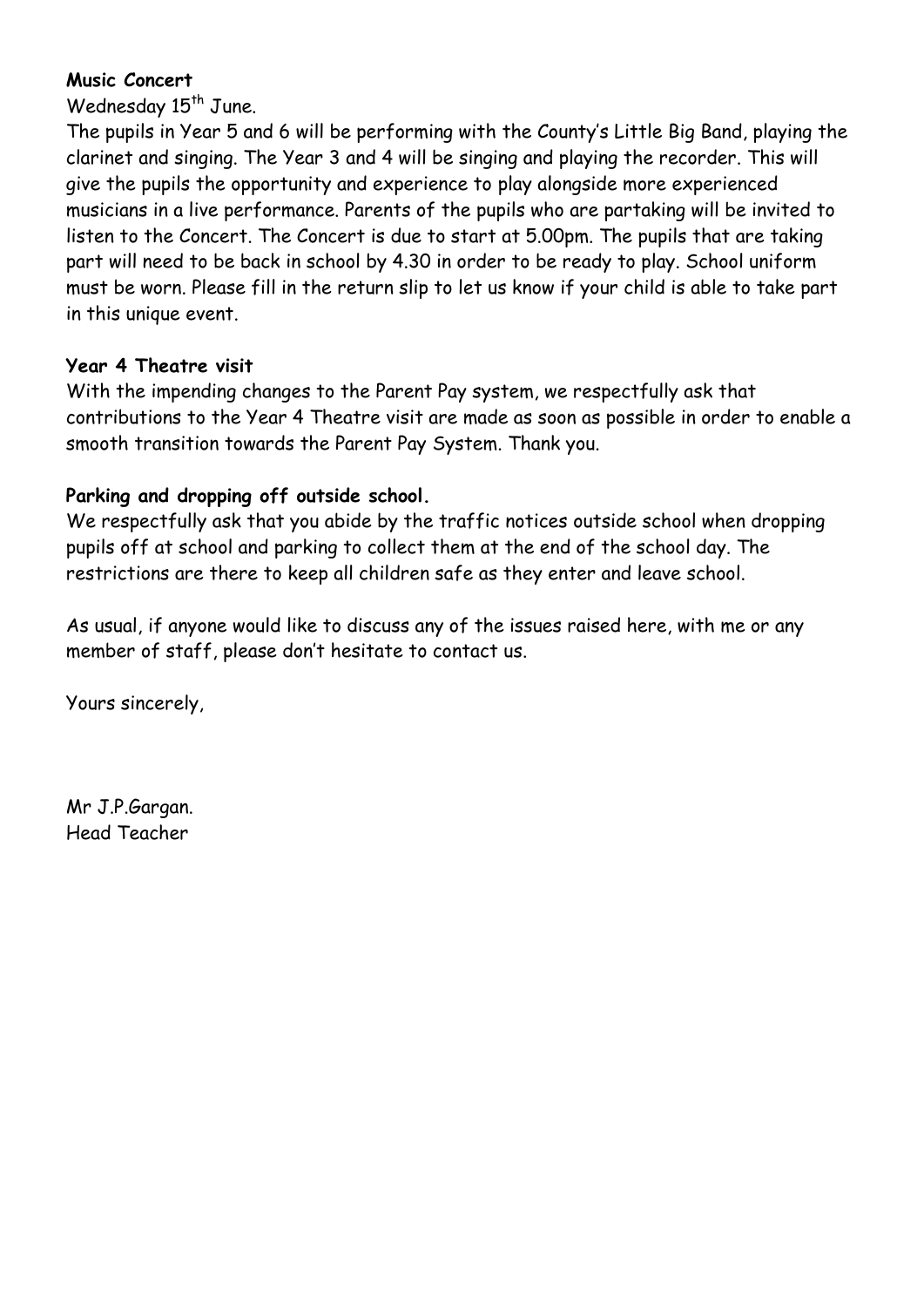**Music Concert**

Wednesday 15th June.

The pupils in Year 5 and 6 will be performing with the County's Little Big Band, playing the clarinet and singing. The Year 3 and 4 will be singing and playing the recorder. This will give the pupils the opportunity and experience to play alongside more experienced musicians in a live performance. Parents of the pupils who are partaking will be invited to listen to the Concert. The Concert is due to start at 5.00pm. The pupils that are taking part will need to be back in school by 4.30 in order to be ready to play. School uniform must be worn. Please fill in the return slip to let us know if your child is able to take part in this unique event.

**Year 4 Theatre visit**

With the impending changes to the Parent Pay system, we respectfully ask that contributions to the Year 4 Theatre visit are made as soon as possible in order to enable a smooth transition towards the Parent Pay System. Thank you.

**Parking and dropping off outside school.**

We respectfully ask that you abide by the traffic notices outside school when dropping pupils off at school and parking to collect them at the end of the school day. The restrictions are there to keep all children safe as they enter and leave school.

As usual, if anyone would like to discuss any of the issues raised here, with me or any member of staff, please don't hesitate to contact us.

Yours sincerely,

Mr J.P.Gargan.
Head Teacher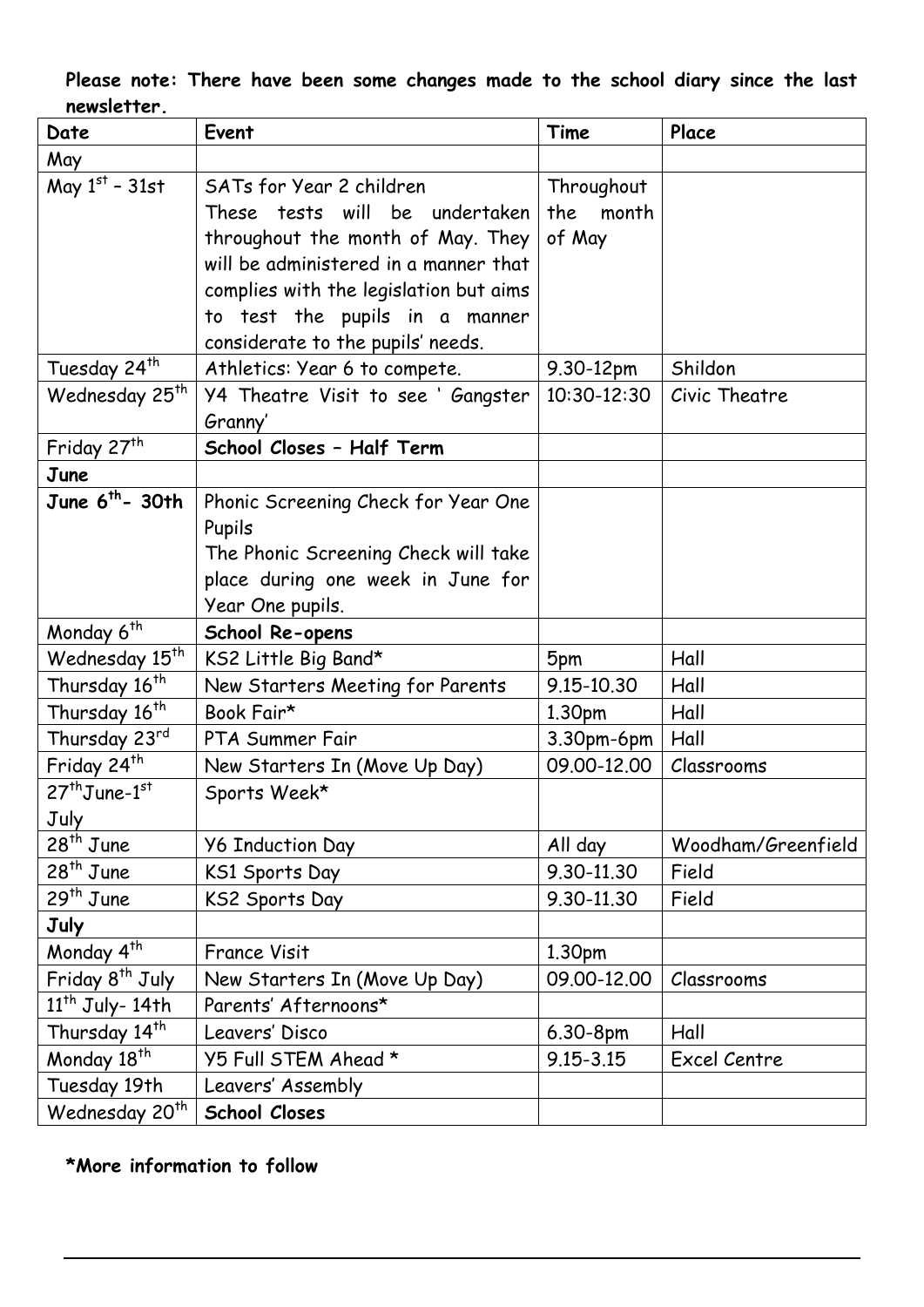**Please note: There have been some changes made to the school diary since the last newsletter.**

| Date | Event | Time | Place |
|---|---|---|---|
| May | | | |
| May 1st – 31st | SATs for Year 2 children These tests will be undertaken throughout the month of May. They will be administered in a manner that complies with the legislation but aims to test the pupils in a manner considerate to the pupils' needs. | Throughout the month of May | |
| Tuesday 24th | Athletics: Year 6 to compete. | 9.30-12pm | Shildon |
| Wednesday 25th | Y4 Theatre Visit to see ' Gangster Granny' | 10:30-12:30 | Civic Theatre |
| Friday 27th | **School Closes – Half Term** | | |
| **June** | | | |
| **June 6th- 30th** | Phonic Screening Check for Year One Pupils The Phonic Screening Check will take place during one week in June for Year One pupils. | | |
| Monday 6th | **School Re-opens** | | |
| Wednesday 15th | KS2 Little Big Band* | 5pm | Hall |
| Thursday 16th | New Starters Meeting for Parents | 9.15-10.30 | Hall |
| Thursday 16th | Book Fair* | 1.30pm | Hall |
| Thursday 23rd | PTA Summer Fair | 3.30pm-6pm | Hall |
| Friday 24th | New Starters In (Move Up Day) | 09.00-12.00 | Classrooms |
| 27th June-1st July | Sports Week* | | |
| 28th June | Y6 Induction Day | All day | Woodham/Greenfield |
| 28th June | KS1 Sports Day | 9.30-11.30 | Field |
| 29th June | KS2 Sports Day | 9.30-11.30 | Field |
| **July** | | | |
| Monday 4th | France Visit | 1.30pm | |
| Friday 8th July | New Starters In (Move Up Day) | 09.00-12.00 | Classrooms |
| 11th July- 14th | Parents' Afternoons* | | |
| Thursday 14th | Leavers' Disco | 6.30-8pm | Hall |
| Monday 18th | Y5 Full STEM Ahead * | 9.15-3.15 | Excel Centre |
| Tuesday 19th | Leavers' Assembly | | |
| Wednesday 20th | **School Closes** | | |

***More information to follow**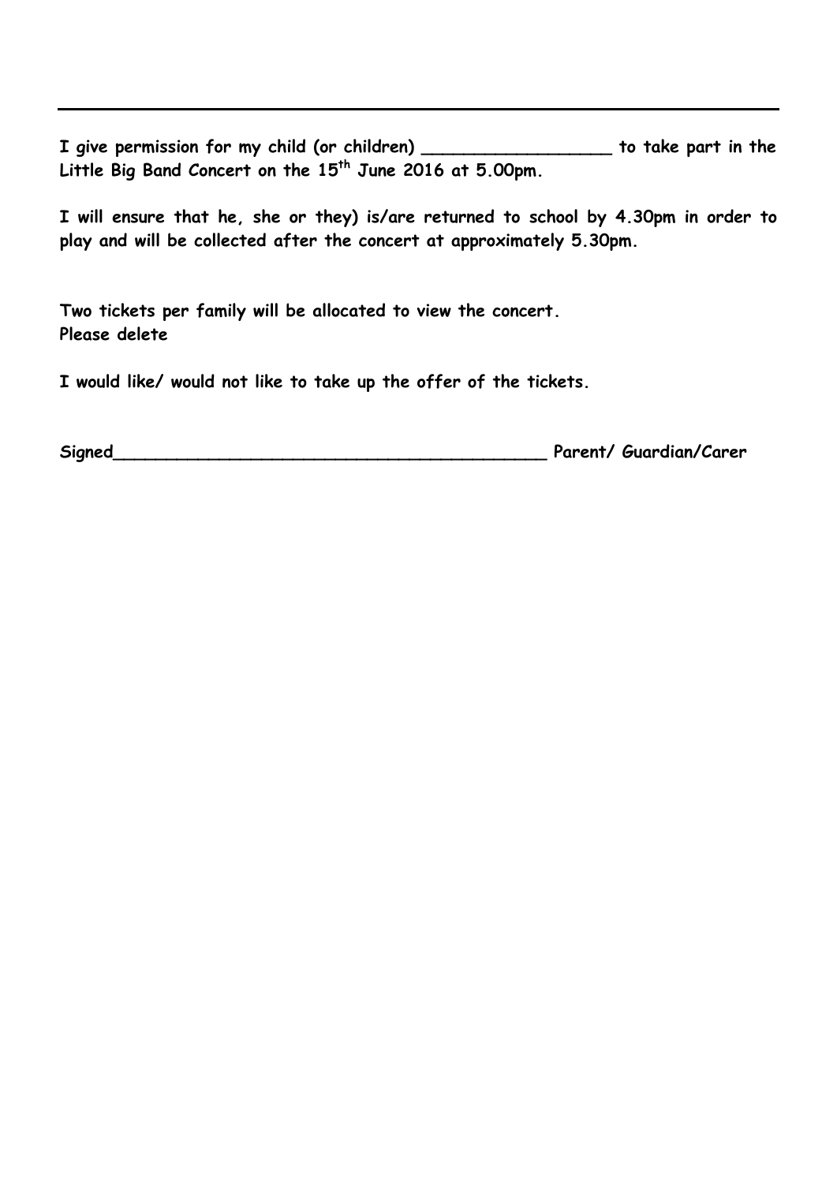---

**I give permission for my child (or children) __________________ to take part in the Little Big Band Concert on the 15th June 2016 at 5.00pm.**

**I will ensure that he, she or they) is/are returned to school by 4.30pm in order to play and will be collected after the concert at approximately 5.30pm.**

**Two tickets per family will be allocated to view the concert.**
**Please delete**

**I would like/ would not like to take up the offer of the tickets.**

**Signed___________________________________________ Parent/ Guardian/Carer**